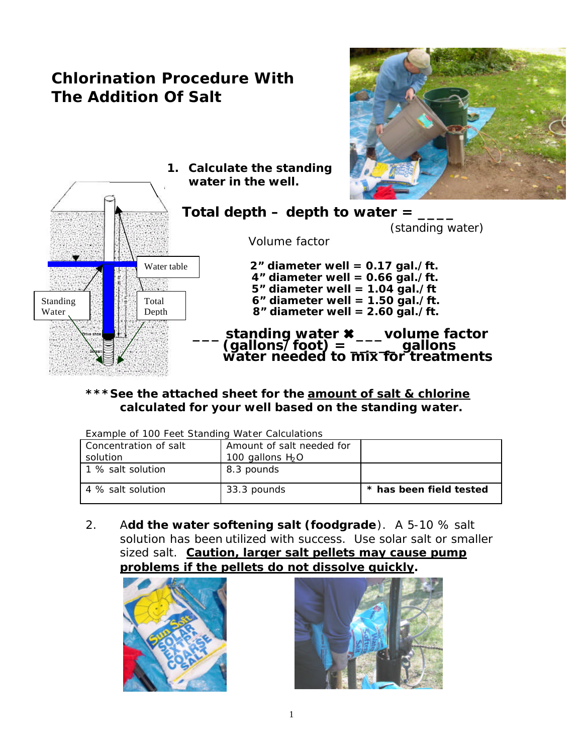# Chlorination Procedure With The Addition Of Salt

1. **Calculate the standing water in the well.**

**Total depth – depth to water = \_\_\_\_**
(standing water)

Volume factor

**2" diameter well = 0.17 gal./ft.**
**4" diameter well = 0.66 gal./ft.**
**5" diameter well = 1.04 gal./ft**
**6" diameter well = 1.50 gal./ft.**
**8" diameter well = 2.60 gal./ft.**

**\_\_\_ standing water ✖ \_\_\_ volume factor (gallons/foot) = \_\_\_\_ gallons water needed to mix for treatments**

**\*\*\*See the attached sheet for the <u>amount of salt & chlorine</u> calculated for your well based on the standing water.**

Example of 100 Feet Standing Water Calculations

| Concentration of salt solution | Amount of salt needed for 100 gallons $H_2O$ | |
|---|---|---|
| 1 % salt solution | 8.3 pounds | |
| 4 % salt solution | 33.3 pounds | **\* has been field tested** |

2. A**dd the water softening salt (foodgrade**). A 5-10 % salt solution has been utilized with success. Use solar salt or smaller sized salt. **<u>Caution, larger salt pellets may cause pump problems if the pellets do not dissolve quickly</u>.**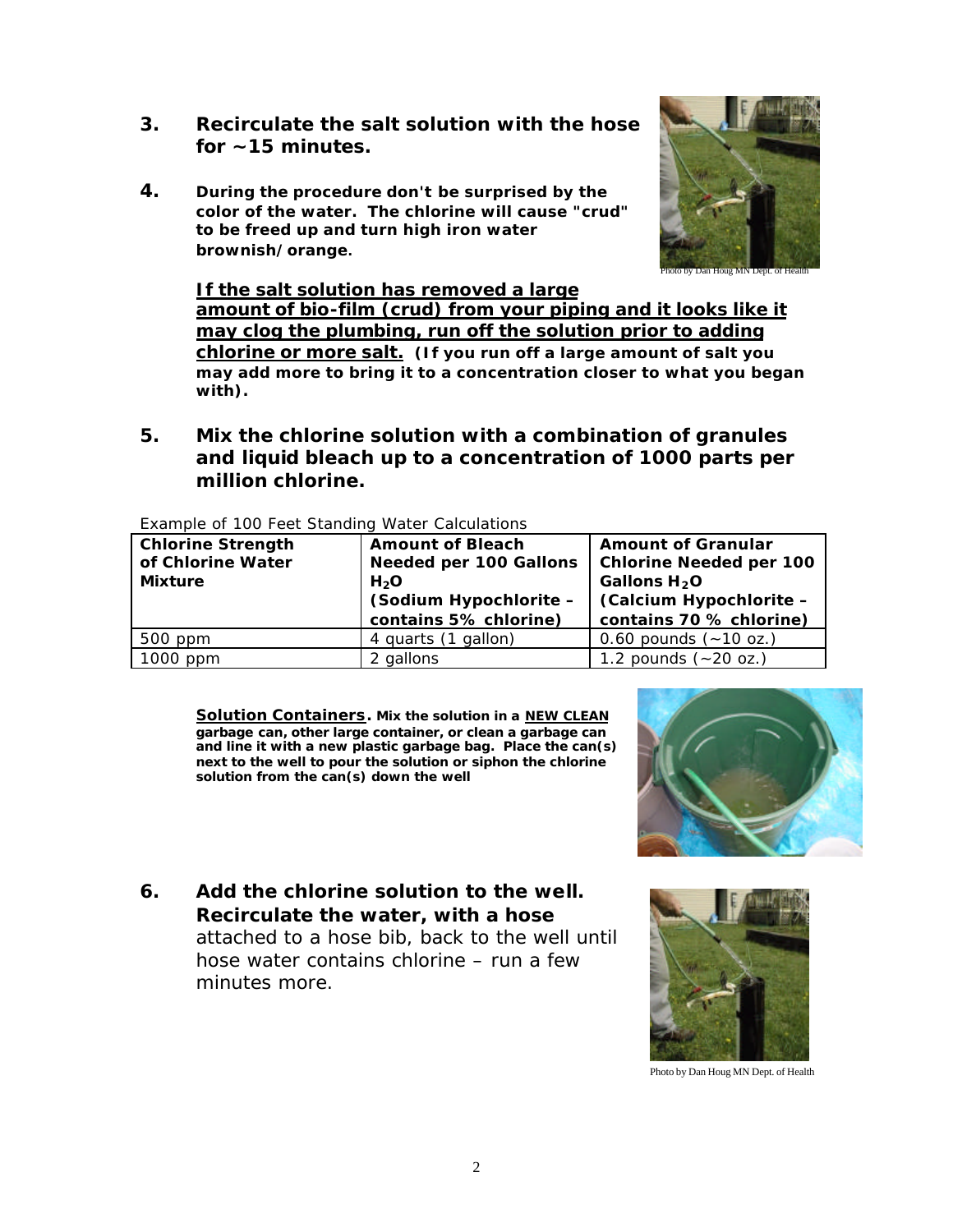**3. Recirculate the salt solution with the hose for ~15 minutes.**

**4. During the procedure don't be surprised by the color of the water. The chlorine will cause "crud" to be freed up and turn high iron water brownish/orange.**

Photo by Dan Houg MN Dept. of Health

**<u>If the salt solution has removed a large amount of bio-film (crud) from your piping and it looks like it may clog the plumbing, run off the solution prior to adding chlorine or more salt.</u> (If you run off a large amount of salt you may add more to bring it to a concentration closer to what you began with).**

**5. Mix the chlorine solution with a combination of granules and liquid bleach up to a concentration of 1000 parts per million chlorine.**

Example of 100 Feet Standing Water Calculations

| **Chlorine Strength of Chlorine Water Mixture** | **Amount of Bleach Needed per 100 Gallons $H_2O$ (Sodium Hypochlorite – contains 5% chlorine)** | **Amount of Granular Chlorine Needed per 100 Gallons $H_2O$ (Calcium Hypochlorite – contains 70 % chlorine)** |
|---|---|---|
| 500 ppm | 4 quarts (1 gallon) | 0.60 pounds (~10 oz.) |
| 1000 ppm | 2 gallons | 1.2 pounds (~20 oz.) |

**<u>Solution Containers</u>. Mix the solution in a <u>NEW CLEAN</u> garbage can, other large container, or clean a garbage can and line it with a new plastic garbage bag. Place the can(s) next to the well to pour the solution or siphon the chlorine solution from the can(s) down the well**

**6. Add the chlorine solution to the well. Recirculate the water, with a hose** attached to a hose bib, back to the well until hose water contains chlorine – run a few minutes more.

Photo by Dan Houg MN Dept. of Health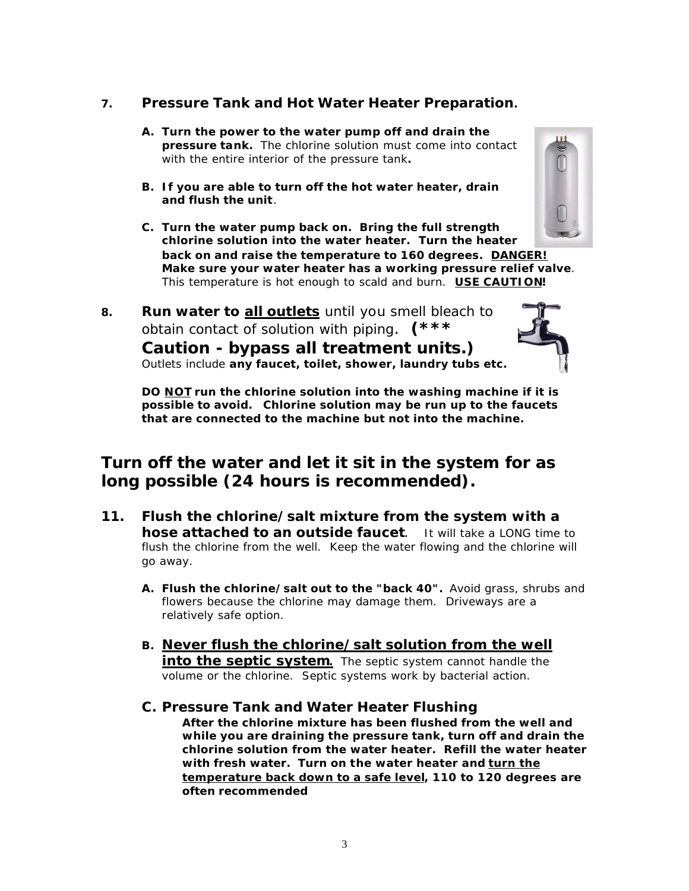**7. Pressure Tank and Hot Water Heater Preparation.**

A. **Turn the power to the water pump off and drain the pressure tank.** The chlorine solution must come into contact with the entire interior of the pressure tank**.**

B. **If you are able to turn off the hot water heater, drain and flush the unit**.

C. **Turn the water pump back on. Bring the full strength chlorine solution into the water heater. Turn the heater back on and raise the temperature to 160 degrees. <u>DANGER!</u> Make sure your water heater has a working pressure relief valve**. This temperature is hot enough to scald and burn. **<u>USE CAUTION</u>!**

**8. Run water to <u>all outlets</u>** until you smell bleach to obtain contact of solution with piping. **(*** Caution - bypass all treatment units.)**
Outlets include **any faucet, toilet, shower, laundry tubs etc.**

**DO <u>NOT</u> run the chlorine solution into the washing machine if it is possible to avoid. Chlorine solution may be run up to the faucets that are connected to the machine but not into the machine.**

## Turn off the water and let it sit in the system for as long possible (24 hours is recommended).

**11. Flush the chlorine/salt mixture from the system with a hose attached to an outside faucet**. It will take a LONG time to flush the chlorine from the well. Keep the water flowing and the chlorine will go away.

A. **Flush the chlorine/salt out to the "back 40".** Avoid grass, shrubs and flowers because the chlorine may damage them. Driveways are a relatively safe option.

B. **<u>Never flush the chlorine/salt solution from the well into the septic system</u>.** The septic system cannot handle the volume or the chlorine. Septic systems work by bacterial action.

C. **Pressure Tank and Water Heater Flushing**
**After the chlorine mixture has been flushed from the well and while you are draining the pressure tank, turn off and drain the chlorine solution from the water heater. Refill the water heater with fresh water. Turn on the water heater and <u>turn the temperature back down to a safe level</u>, 110 to 120 degrees are often recommended**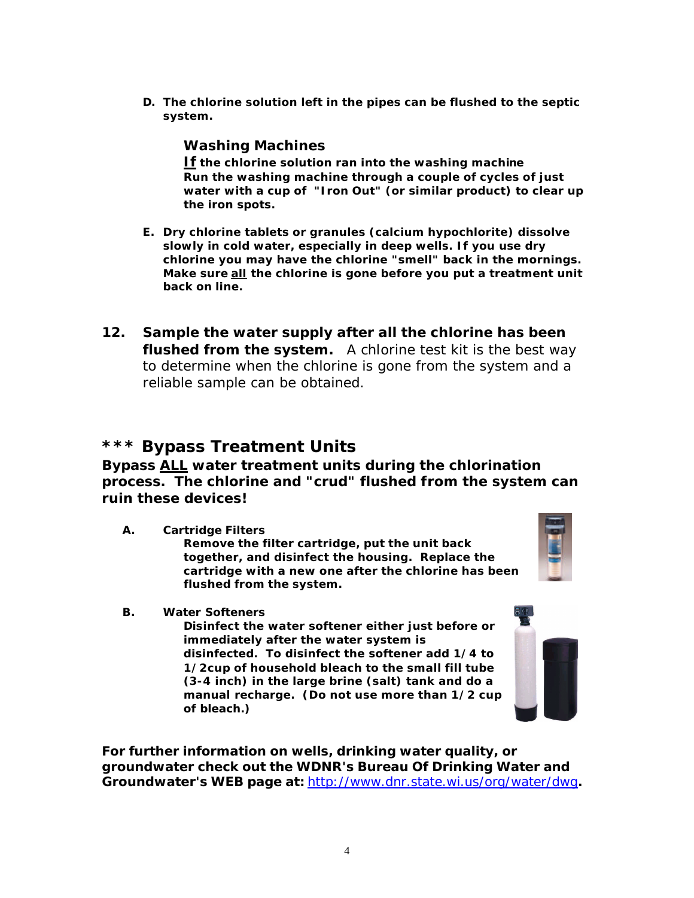**D. The chlorine solution left in the pipes can be flushed to the septic system.**

### Washing Machines

**If the chlorine solution ran into the washing machine**
**Run the washing machine through a couple of cycles of just water with a cup of "Iron Out" (or similar product) to clear up the iron spots.**

**E. Dry chlorine tablets or granules (calcium hypochlorite) dissolve slowly in cold water, especially in deep wells. If you use dry chlorine you may have the chlorine "smell" back in the mornings. Make sure all the chlorine is gone before you put a treatment unit back on line.**

**12. Sample the water supply after all the chlorine has been flushed from the system.** A chlorine test kit is the best way to determine when the chlorine is gone from the system and a reliable sample can be obtained.

## *** Bypass Treatment Units

**Bypass ALL water treatment units during the chlorination process. The chlorine and "crud" flushed from the system can ruin these devices!**

**A. Cartridge Filters**
**Remove the filter cartridge, put the unit back together, and disinfect the housing. Replace the cartridge with a new one after the chlorine has been flushed from the system.**

**B. Water Softeners**
**Disinfect the water softener either just before or immediately after the water system is disinfected. To disinfect the softener add 1/4 to 1/2cup of household bleach to the small fill tube (3-4 inch) in the large brine (salt) tank and do a manual recharge. (Do not use more than 1/2 cup of bleach.)**

**For further information on wells, drinking water quality, or groundwater check out the WDNR's Bureau Of Drinking Water and Groundwater's WEB page at:** http://www.dnr.state.wi.us/org/water/dwg**.**